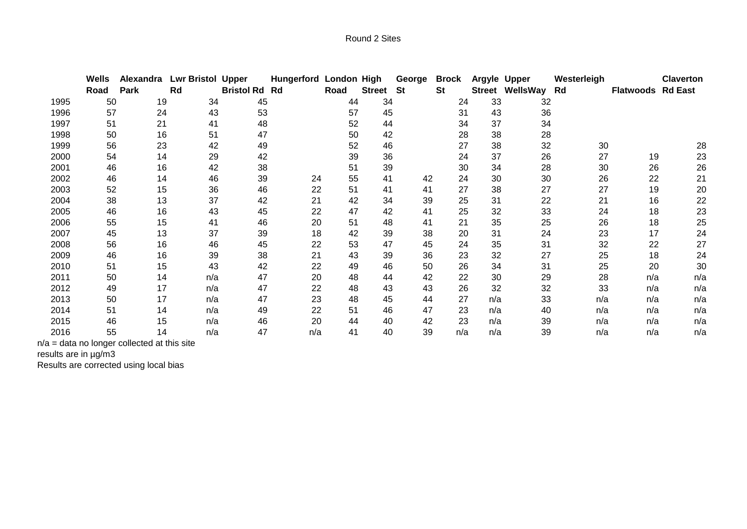Round 2 Sites

| | Wells Road | Alexandra Park | Lwr Bristol Rd | Upper Bristol Rd | Hungerford Rd | London Road | High Street | George St | Brock St | Argyle Street | Upper WellsWay | Westerleigh Rd | Flatwoods | Claverton Rd East |
|---|---|---|---|---|---|---|---|---|---|---|---|---|---|---|
| 1995 | 50 | 19 | 34 | 45 | | 44 | 34 | | 24 | 33 | 32 | | | |
| 1996 | 57 | 24 | 43 | 53 | | 57 | 45 | | 31 | 43 | 36 | | | |
| 1997 | 51 | 21 | 41 | 48 | | 52 | 44 | | 34 | 37 | 34 | | | |
| 1998 | 50 | 16 | 51 | 47 | | 50 | 42 | | 28 | 38 | 28 | | | |
| 1999 | 56 | 23 | 42 | 49 | | 52 | 46 | | 27 | 38 | 32 | 30 | | 28 |
| 2000 | 54 | 14 | 29 | 42 | | 39 | 36 | | 24 | 37 | 26 | 27 | 19 | 23 |
| 2001 | 46 | 16 | 42 | 38 | | 51 | 39 | | 30 | 34 | 28 | 30 | 26 | 26 |
| 2002 | 46 | 14 | 46 | 39 | 24 | 55 | 41 | 42 | 24 | 30 | 30 | 26 | 22 | 21 |
| 2003 | 52 | 15 | 36 | 46 | 22 | 51 | 41 | 41 | 27 | 38 | 27 | 27 | 19 | 20 |
| 2004 | 38 | 13 | 37 | 42 | 21 | 42 | 34 | 39 | 25 | 31 | 22 | 21 | 16 | 22 |
| 2005 | 46 | 16 | 43 | 45 | 22 | 47 | 42 | 41 | 25 | 32 | 33 | 24 | 18 | 23 |
| 2006 | 55 | 15 | 41 | 46 | 20 | 51 | 48 | 41 | 21 | 35 | 25 | 26 | 18 | 25 |
| 2007 | 45 | 13 | 37 | 39 | 18 | 42 | 39 | 38 | 20 | 31 | 24 | 23 | 17 | 24 |
| 2008 | 56 | 16 | 46 | 45 | 22 | 53 | 47 | 45 | 24 | 35 | 31 | 32 | 22 | 27 |
| 2009 | 46 | 16 | 39 | 38 | 21 | 43 | 39 | 36 | 23 | 32 | 27 | 25 | 18 | 24 |
| 2010 | 51 | 15 | 43 | 42 | 22 | 49 | 46 | 50 | 26 | 34 | 31 | 25 | 20 | 30 |
| 2011 | 50 | 14 | n/a | 47 | 20 | 48 | 44 | 42 | 22 | 30 | 29 | 28 | n/a | n/a |
| 2012 | 49 | 17 | n/a | 47 | 22 | 48 | 43 | 43 | 26 | 32 | 32 | 33 | n/a | n/a |
| 2013 | 50 | 17 | n/a | 47 | 23 | 48 | 45 | 44 | 27 | n/a | 33 | n/a | n/a | n/a |
| 2014 | 51 | 14 | n/a | 49 | 22 | 51 | 46 | 47 | 23 | n/a | 40 | n/a | n/a | n/a |
| 2015 | 46 | 15 | n/a | 46 | 20 | 44 | 40 | 42 | 23 | n/a | 39 | n/a | n/a | n/a |
| 2016 | 55 | 14 | n/a | 47 | n/a | 41 | 40 | 39 | n/a | n/a | 39 | n/a | n/a | n/a |

n/a = data no longer collected at this site

results are in µg/m3

Results are corrected using local bias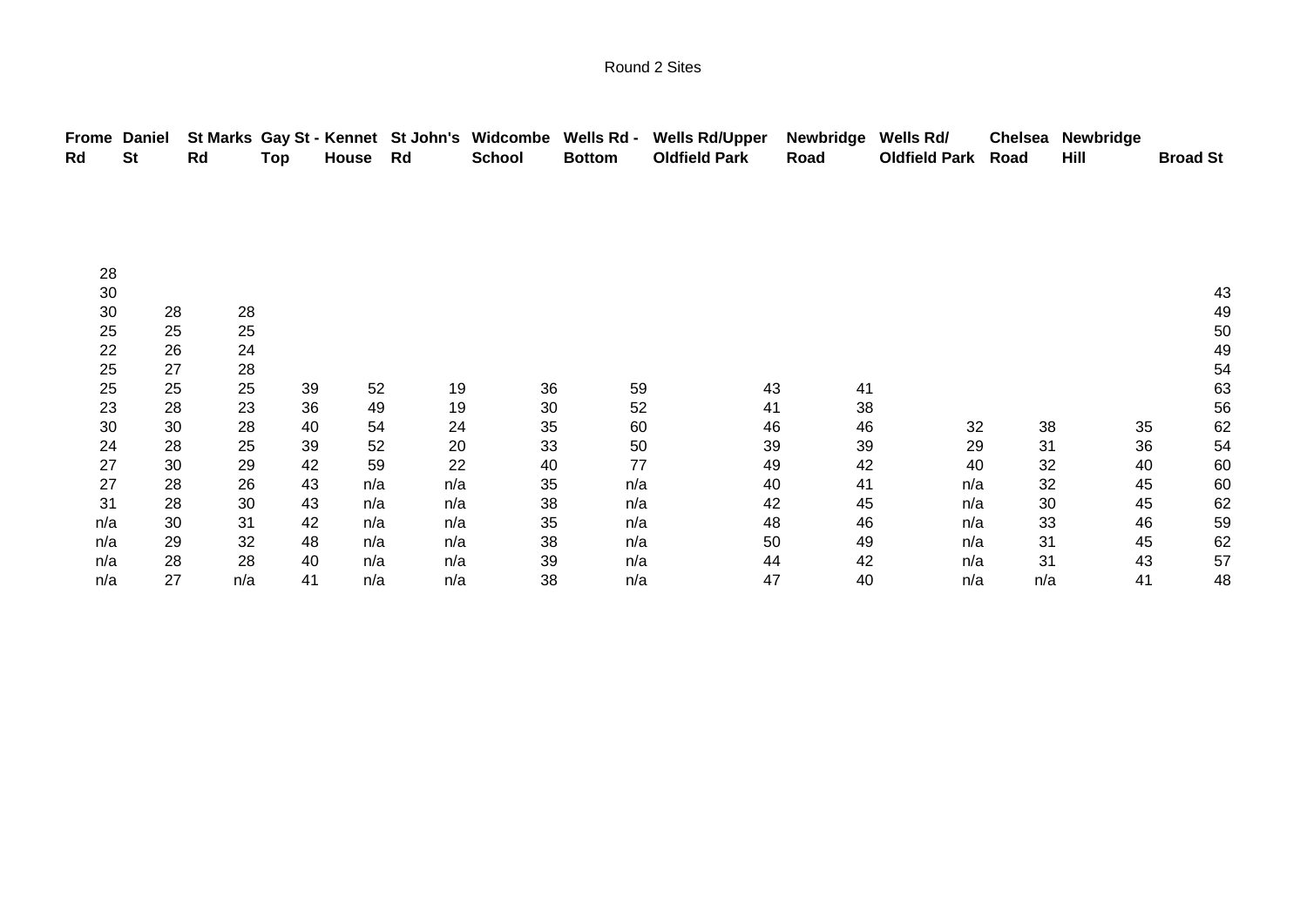Round 2 Sites

| Frome Rd | Daniel St | St Marks Rd | Gay St - Top | Kennet House | St John's Rd | Widcombe School | Wells Rd - Bottom | Wells Rd/Upper Oldfield Park | Newbridge Road | Wells Rd/ Oldfield Park | Chelsea Road | Newbridge Hill | Broad St |
|---|---|---|---|---|---|---|---|---|---|---|---|---|---|
| 28 | | | | | | | | | | | | | |
| 30 | | | | | | | | | | | | | 43 |
| 30 | 28 | 28 | | | | | | | | | | | 49 |
| 25 | 25 | 25 | | | | | | | | | | | 50 |
| 22 | 26 | 24 | | | | | | | | | | | 49 |
| 25 | 27 | 28 | | | | | | | | | | | 54 |
| 25 | 25 | 25 | 39 | 52 | 19 | 36 | 59 | 43 | 41 | | | | 63 |
| 23 | 28 | 23 | 36 | 49 | 19 | 30 | 52 | 41 | 38 | | | | 56 |
| 30 | 30 | 28 | 40 | 54 | 24 | 35 | 60 | 46 | 46 | 32 | 38 | 35 | 62 |
| 24 | 28 | 25 | 39 | 52 | 20 | 33 | 50 | 39 | 39 | 29 | 31 | 36 | 54 |
| 27 | 30 | 29 | 42 | 59 | 22 | 40 | 77 | 49 | 42 | 40 | 32 | 40 | 60 |
| 27 | 28 | 26 | 43 | n/a | n/a | 35 | n/a | 40 | 41 | n/a | 32 | 45 | 60 |
| 31 | 28 | 30 | 43 | n/a | n/a | 38 | n/a | 42 | 45 | n/a | 30 | 45 | 62 |
| n/a | 30 | 31 | 42 | n/a | n/a | 35 | n/a | 48 | 46 | n/a | 33 | 46 | 59 |
| n/a | 29 | 32 | 48 | n/a | n/a | 38 | n/a | 50 | 49 | n/a | 31 | 45 | 62 |
| n/a | 28 | 28 | 40 | n/a | n/a | 39 | n/a | 44 | 42 | n/a | 31 | 43 | 57 |
| n/a | 27 | n/a | 41 | n/a | n/a | 38 | n/a | 47 | 40 | n/a | n/a | 41 | 48 |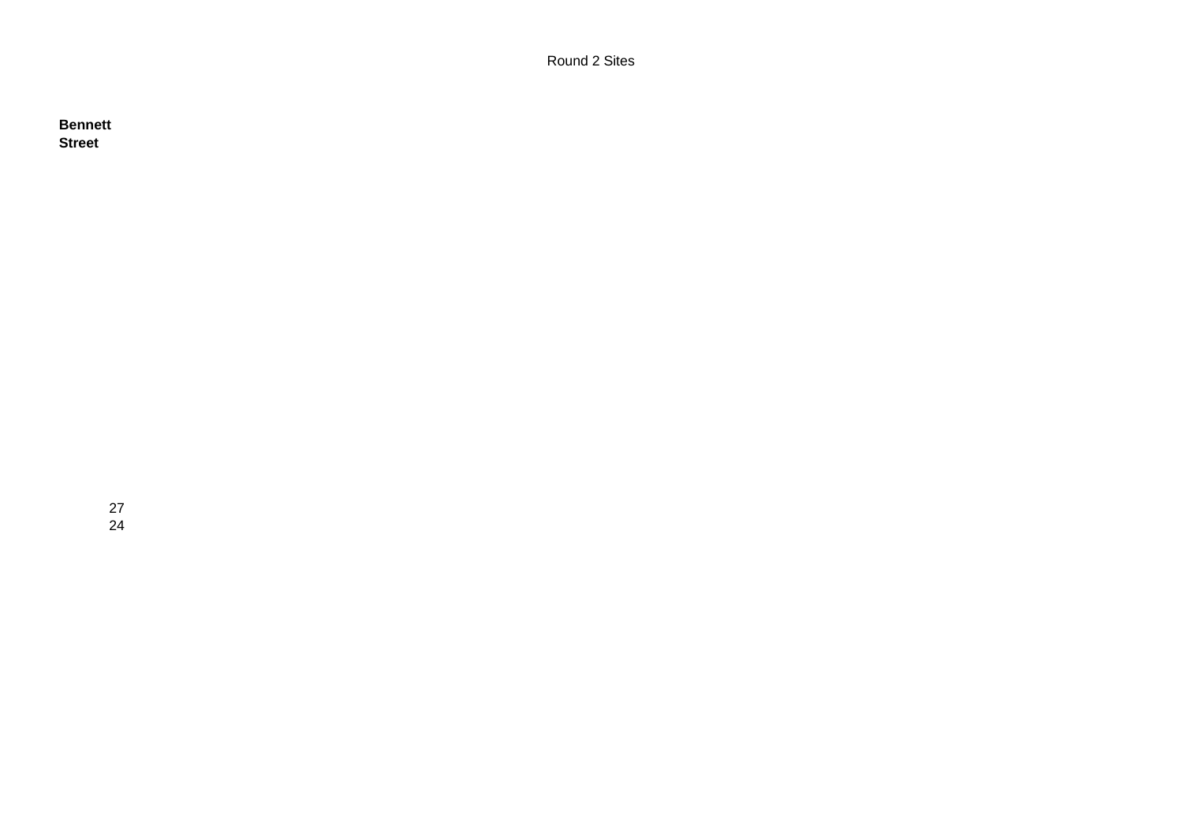Round 2 Sites

**Bennett Street**

27
24